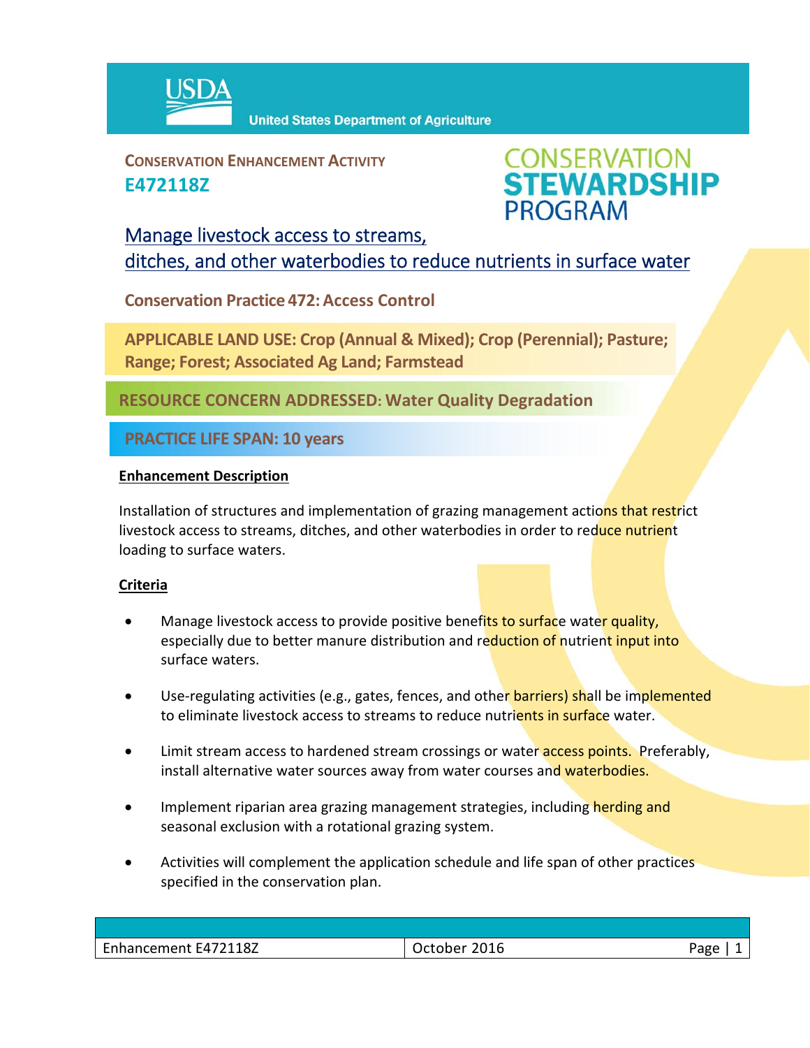**United States Department of Agriculture**

**CONSERVATION ENHANCEMENT ACTIVITY**

**E472118Z**

**CONSERVATION STEWARDSHIP PROGRAM**

# Manage livestock access to streams, ditches, and other waterbodies to reduce nutrients in surface water

**Conservation Practice 472: Access Control**

**APPLICABLE LAND USE: Crop (Annual & Mixed); Crop (Perennial); Pasture; Range; Forest; Associated Ag Land; Farmstead**

**RESOURCE CONCERN ADDRESSED: Water Quality Degradation**

**PRACTICE LIFE SPAN: 10 years**

## Enhancement Description

Installation of structures and implementation of grazing management actions that restrict livestock access to streams, ditches, and other waterbodies in order to reduce nutrient loading to surface waters.

## Criteria

- Manage livestock access to provide positive benefits to surface water quality, especially due to better manure distribution and reduction of nutrient input into surface waters.
- Use-regulating activities (e.g., gates, fences, and other barriers) shall be implemented to eliminate livestock access to streams to reduce nutrients in surface water.
- Limit stream access to hardened stream crossings or water access points. Preferably, install alternative water sources away from water courses and waterbodies.
- Implement riparian area grazing management strategies, including herding and seasonal exclusion with a rotational grazing system.
- Activities will complement the application schedule and life span of other practices specified in the conservation plan.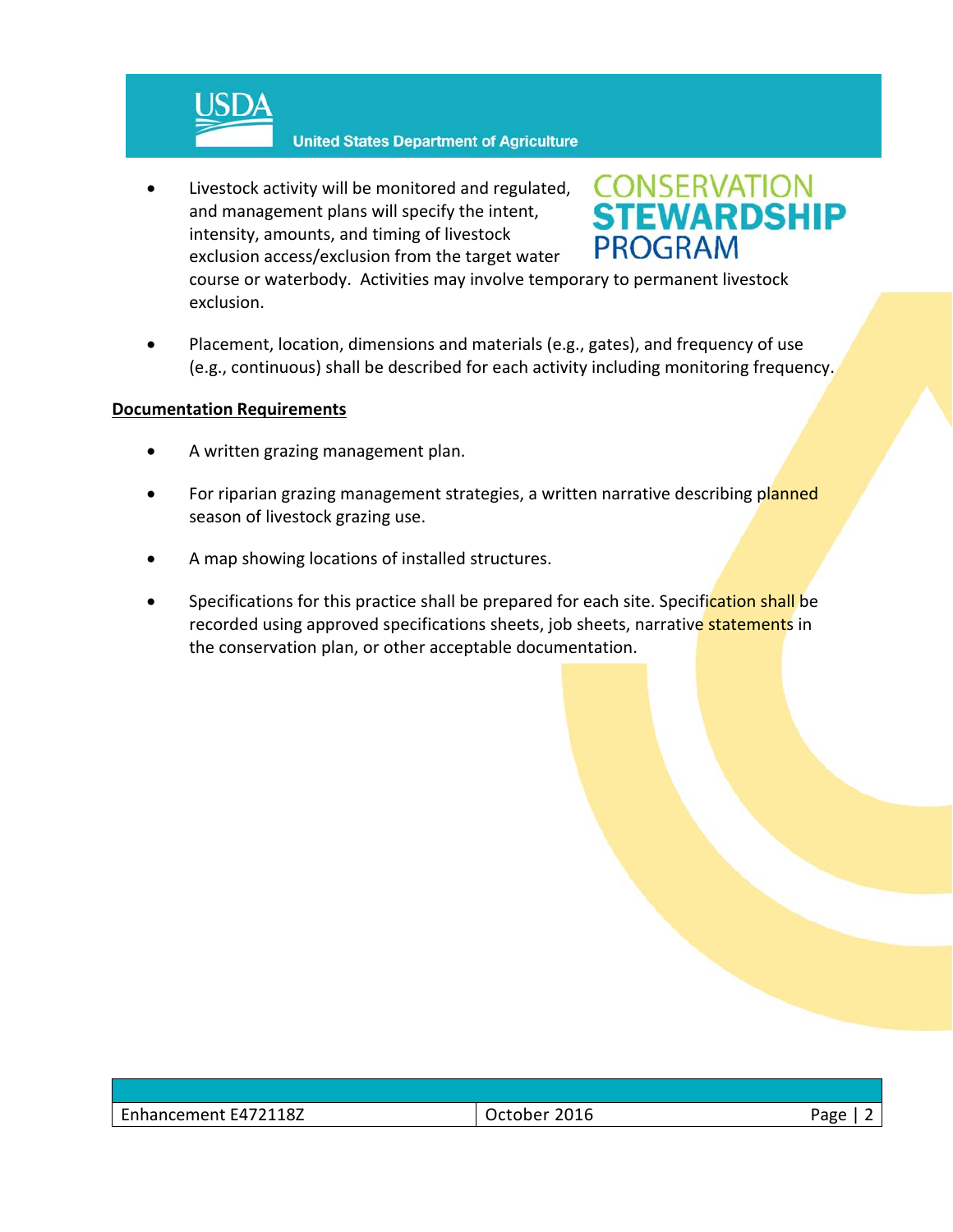- Livestock activity will be monitored and regulated, and management plans will specify the intent, intensity, amounts, and timing of livestock exclusion access/exclusion from the target water course or waterbody. Activities may involve temporary to permanent livestock exclusion.

- Placement, location, dimensions and materials (e.g., gates), and frequency of use (e.g., continuous) shall be described for each activity including monitoring frequency.

**Documentation Requirements**

- A written grazing management plan.

- For riparian grazing management strategies, a written narrative describing planned season of livestock grazing use.

- A map showing locations of installed structures.

- Specifications for this practice shall be prepared for each site. Specification shall be recorded using approved specifications sheets, job sheets, narrative statements in the conservation plan, or other acceptable documentation.